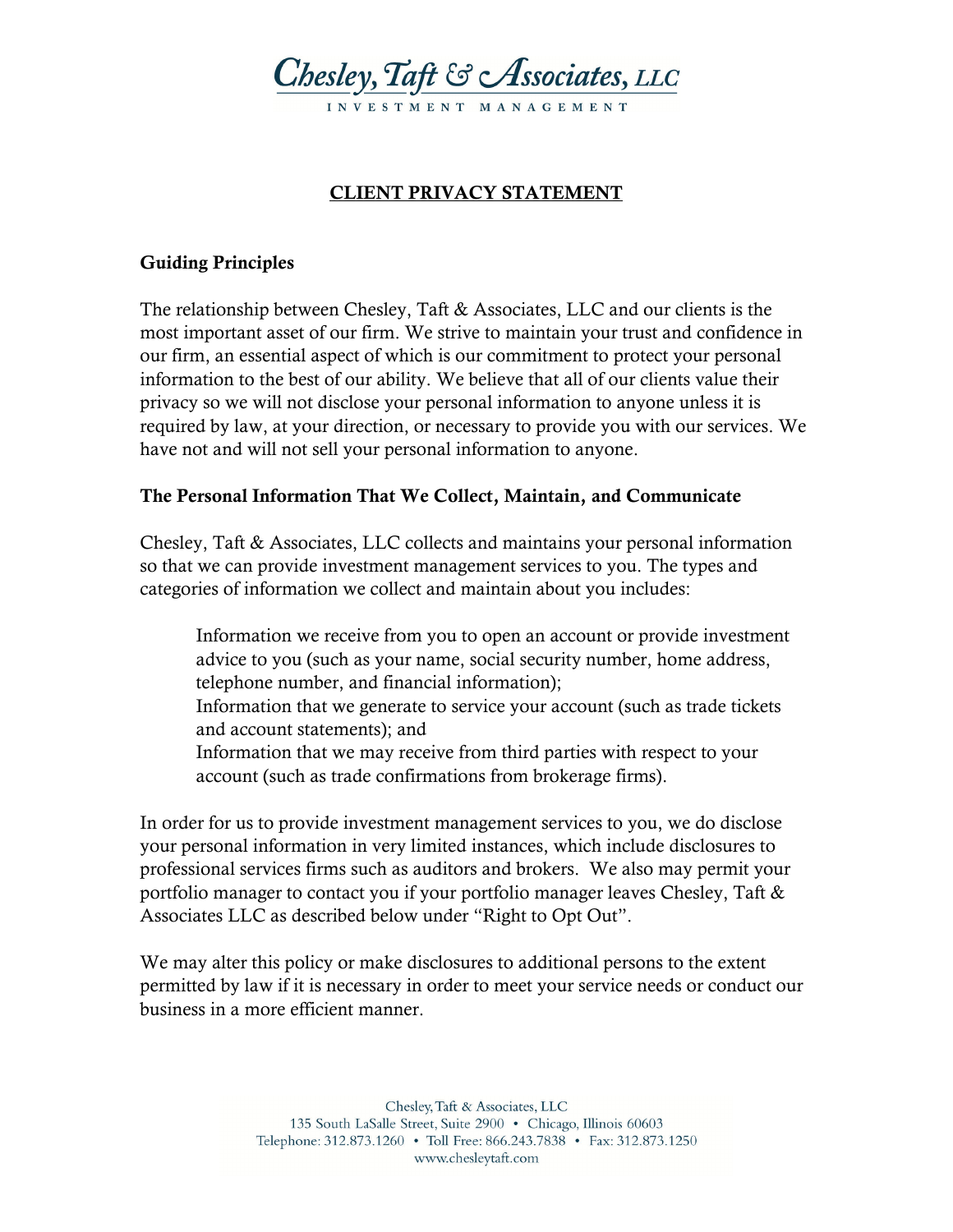Chesley, Taft & Associates, LLC

INVESTMENT MANAGEMENT

# CLIENT PRIVACY STATEMENT

## Guiding Principles

The relationship between Chesley, Taft & Associates, LLC and our clients is the most important asset of our firm. We strive to maintain your trust and confidence in our firm, an essential aspect of which is our commitment to protect your personal information to the best of our ability. We believe that all of our clients value their privacy so we will not disclose your personal information to anyone unless it is required by law, at your direction, or necessary to provide you with our services. We have not and will not sell your personal information to anyone.

## The Personal Information That We Collect, Maintain, and Communicate

Chesley, Taft & Associates, LLC collects and maintains your personal information so that we can provide investment management services to you. The types and categories of information we collect and maintain about you includes:

> Information we receive from you to open an account or provide investment advice to you (such as your name, social security number, home address, telephone number, and financial information);
>
> Information that we generate to service your account (such as trade tickets and account statements); and
>
> Information that we may receive from third parties with respect to your account (such as trade confirmations from brokerage firms).

In order for us to provide investment management services to you, we do disclose your personal information in very limited instances, which include disclosures to professional services firms such as auditors and brokers. We also may permit your portfolio manager to contact you if your portfolio manager leaves Chesley, Taft & Associates LLC as described below under "Right to Opt Out".

We may alter this policy or make disclosures to additional persons to the extent permitted by law if it is necessary in order to meet your service needs or conduct our business in a more efficient manner.

Chesley, Taft & Associates, LLC
135 South LaSalle Street, Suite 2900 • Chicago, Illinois 60603
Telephone: 312.873.1260 • Toll Free: 866.243.7838 • Fax: 312.873.1250
www.chesleytaft.com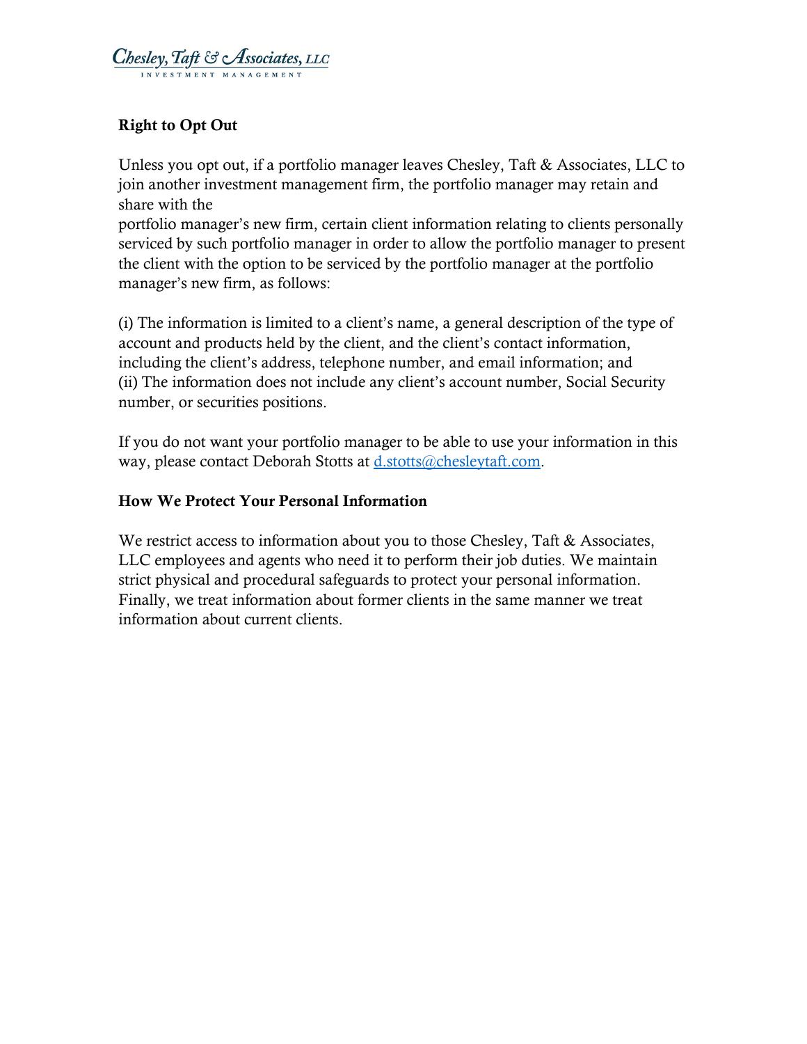## Right to Opt Out

Unless you opt out, if a portfolio manager leaves Chesley, Taft & Associates, LLC to join another investment management firm, the portfolio manager may retain and share with the portfolio manager's new firm, certain client information relating to clients personally serviced by such portfolio manager in order to allow the portfolio manager to present the client with the option to be serviced by the portfolio manager at the portfolio manager's new firm, as follows:

(i) The information is limited to a client's name, a general description of the type of account and products held by the client, and the client's contact information, including the client's address, telephone number, and email information; and
(ii) The information does not include any client's account number, Social Security number, or securities positions.

If you do not want your portfolio manager to be able to use your information in this way, please contact Deborah Stotts at d.stotts@chesleytaft.com.

## How We Protect Your Personal Information

We restrict access to information about you to those Chesley, Taft & Associates, LLC employees and agents who need it to perform their job duties. We maintain strict physical and procedural safeguards to protect your personal information. Finally, we treat information about former clients in the same manner we treat information about current clients.